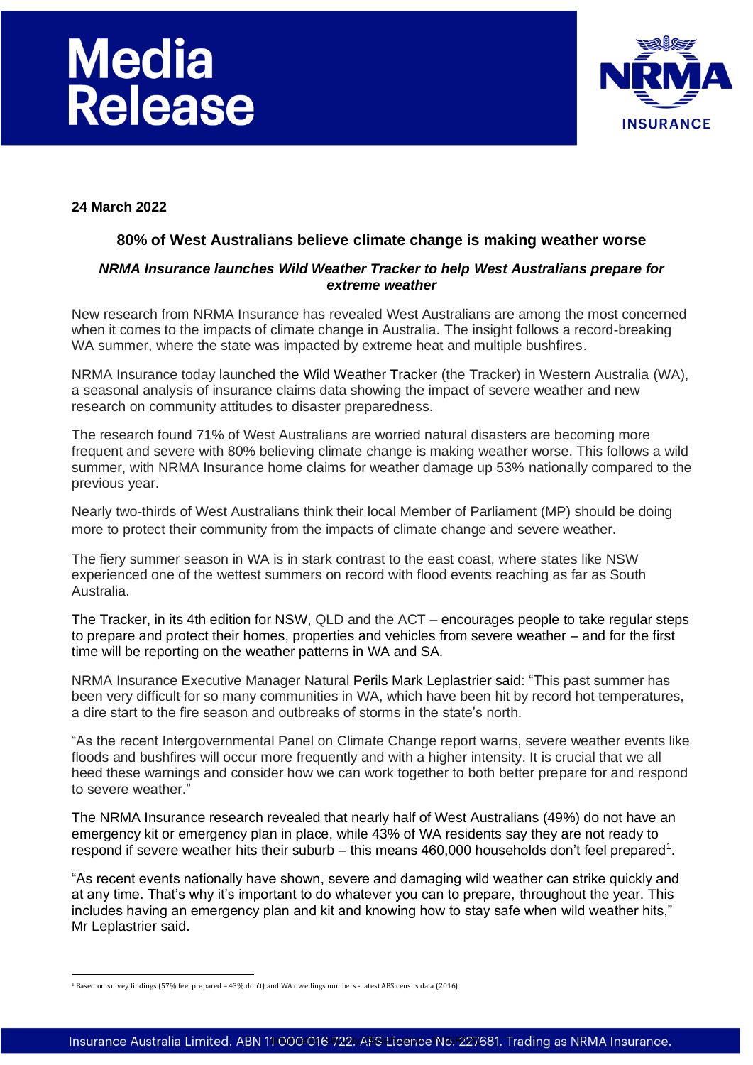# Media Release

24 March 2022

## 80% of West Australians believe climate change is making weather worse

### *NRMA Insurance launches Wild Weather Tracker to help West Australians prepare for extreme weather*

New research from NRMA Insurance has revealed West Australians are among the most concerned when it comes to the impacts of climate change in Australia. The insight follows a record-breaking WA summer, where the state was impacted by extreme heat and multiple bushfires.

NRMA Insurance today launched the Wild Weather Tracker (the Tracker) in Western Australia (WA), a seasonal analysis of insurance claims data showing the impact of severe weather and new research on community attitudes to disaster preparedness.

The research found 71% of West Australians are worried natural disasters are becoming more frequent and severe with 80% believing climate change is making weather worse. This follows a wild summer, with NRMA Insurance home claims for weather damage up 53% nationally compared to the previous year.

Nearly two-thirds of West Australians think their local Member of Parliament (MP) should be doing more to protect their community from the impacts of climate change and severe weather.

The fiery summer season in WA is in stark contrast to the east coast, where states like NSW experienced one of the wettest summers on record with flood events reaching as far as South Australia.

The Tracker, in its 4th edition for NSW, QLD and the ACT – encourages people to take regular steps to prepare and protect their homes, properties and vehicles from severe weather – and for the first time will be reporting on the weather patterns in WA and SA.

NRMA Insurance Executive Manager Natural Perils Mark Leplastrier said: "This past summer has been very difficult for so many communities in WA, which have been hit by record hot temperatures, a dire start to the fire season and outbreaks of storms in the state's north.

"As the recent Intergovernmental Panel on Climate Change report warns, severe weather events like floods and bushfires will occur more frequently and with a higher intensity. It is crucial that we all heed these warnings and consider how we can work together to both better prepare for and respond to severe weather."

The NRMA Insurance research revealed that nearly half of West Australians (49%) do not have an emergency kit or emergency plan in place, while 43% of WA residents say they are not ready to respond if severe weather hits their suburb – this means 460,000 households don't feel prepared[1].

"As recent events nationally have shown, severe and damaging wild weather can strike quickly and at any time. That's why it's important to do whatever you can to prepare, throughout the year. This includes having an emergency plan and kit and knowing how to stay safe when wild weather hits," Mr Leplastrier said.

[1] Based on survey findings (57% feel prepared – 43% don't) and WA dwellings numbers - latest ABS census data (2016)

Insurance Australia Limited. ABN 11 000 016 722. AFS Licence No. 227681. Trading as NRMA Insurance.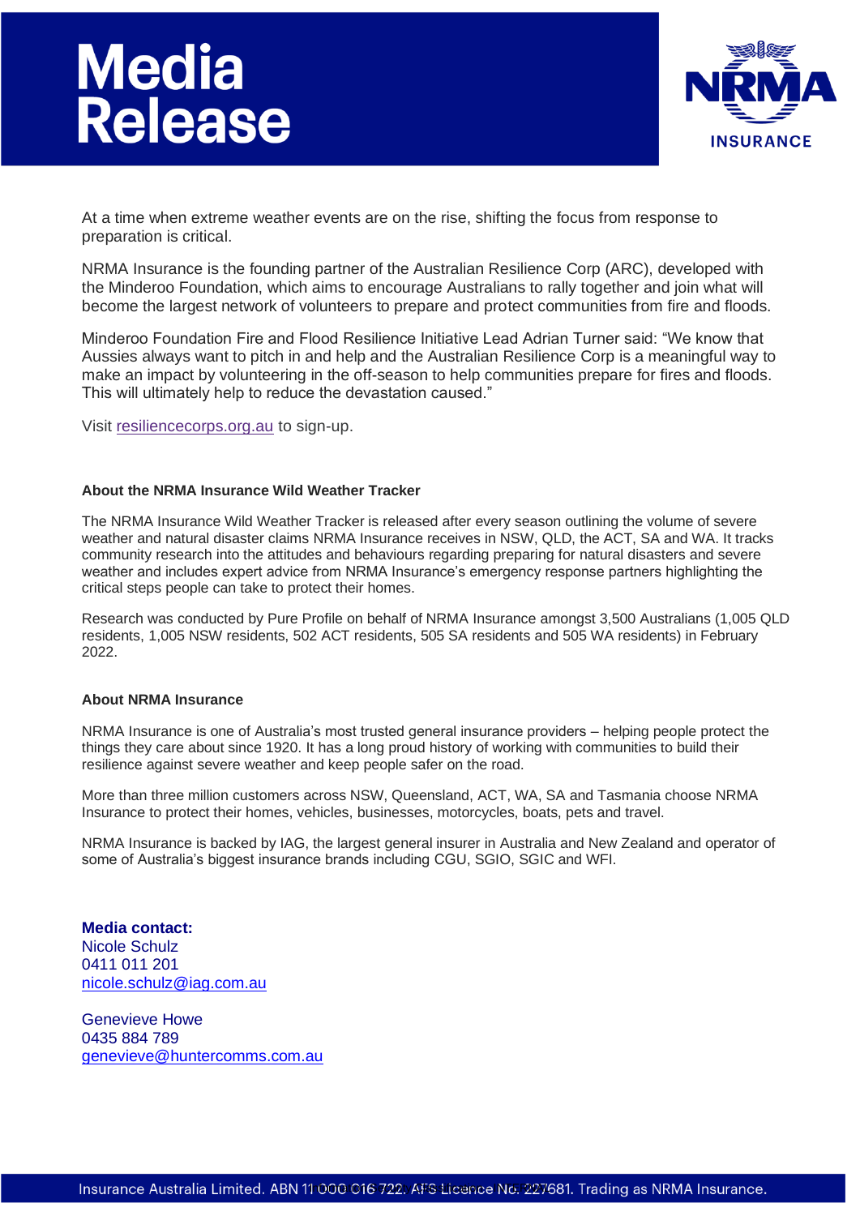# Media Release

At a time when extreme weather events are on the rise, shifting the focus from response to preparation is critical.

NRMA Insurance is the founding partner of the Australian Resilience Corp (ARC), developed with the Minderoo Foundation, which aims to encourage Australians to rally together and join what will become the largest network of volunteers to prepare and protect communities from fire and floods.

Minderoo Foundation Fire and Flood Resilience Initiative Lead Adrian Turner said: "We know that Aussies always want to pitch in and help and the Australian Resilience Corp is a meaningful way to make an impact by volunteering in the off-season to help communities prepare for fires and floods. This will ultimately help to reduce the devastation caused."

Visit [resiliencecorps.org.au](resiliencecorps.org.au) to sign-up.

**About the NRMA Insurance Wild Weather Tracker**

The NRMA Insurance Wild Weather Tracker is released after every season outlining the volume of severe weather and natural disaster claims NRMA Insurance receives in NSW, QLD, the ACT, SA and WA. It tracks community research into the attitudes and behaviours regarding preparing for natural disasters and severe weather and includes expert advice from NRMA Insurance's emergency response partners highlighting the critical steps people can take to protect their homes.

Research was conducted by Pure Profile on behalf of NRMA Insurance amongst 3,500 Australians (1,005 QLD residents, 1,005 NSW residents, 502 ACT residents, 505 SA residents and 505 WA residents) in February 2022.

**About NRMA Insurance**

NRMA Insurance is one of Australia's most trusted general insurance providers – helping people protect the things they care about since 1920. It has a long proud history of working with communities to build their resilience against severe weather and keep people safer on the road.

More than three million customers across NSW, Queensland, ACT, WA, SA and Tasmania choose NRMA Insurance to protect their homes, vehicles, businesses, motorcycles, boats, pets and travel.

NRMA Insurance is backed by IAG, the largest general insurer in Australia and New Zealand and operator of some of Australia's biggest insurance brands including CGU, SGIO, SGIC and WFI.

**Media contact:**
Nicole Schulz
0411 011 201
[nicole.schulz@iag.com.au](mailto:nicole.schulz@iag.com.au)

Genevieve Howe
0435 884 789
[genevieve@huntercomms.com.au](mailto:genevieve@huntercomms.com.au)

Insurance Australia Limited. ABN 11 000 016 722. AFS Licence No. 227681. Trading as NRMA Insurance.